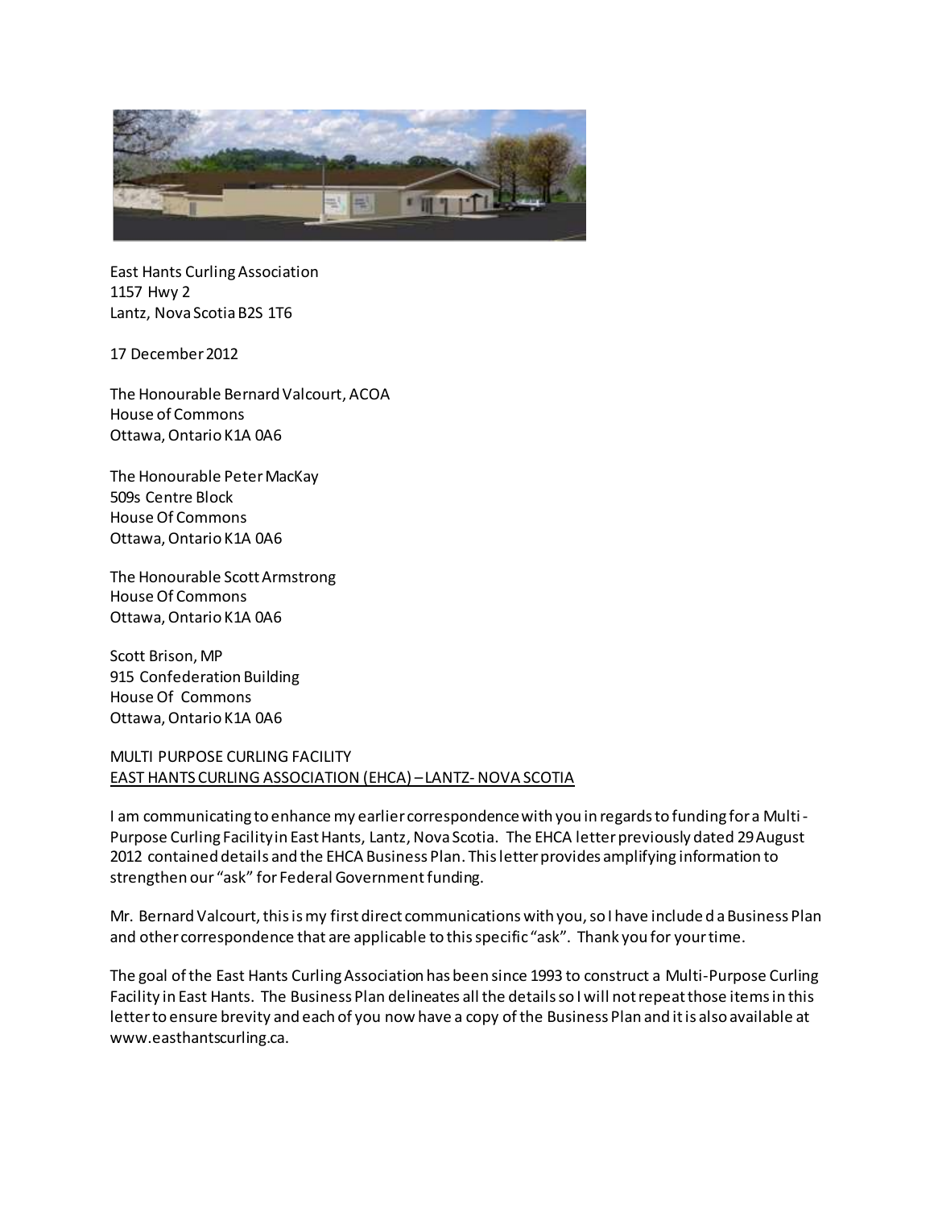East Hants Curling Association
1157 Hwy 2
Lantz, Nova Scotia B2S 1T6

17 December 2012

The Honourable Bernard Valcourt, ACOA
House of Commons
Ottawa, Ontario K1A 0A6

The Honourable Peter MacKay
509s Centre Block
House Of Commons
Ottawa, Ontario K1A 0A6

The Honourable Scott Armstrong
House Of Commons
Ottawa, Ontario K1A 0A6

Scott Brison, MP
915 Confederation Building
House Of Commons
Ottawa, Ontario K1A 0A6

MULTI PURPOSE CURLING FACILITY
EAST HANTS CURLING ASSOCIATION (EHCA) – LANTZ- NOVA SCOTIA

I am communicating to enhance my earlier correspondence with you in regards to funding for a Multi-Purpose Curling Facility in East Hants, Lantz, Nova Scotia. The EHCA letter previously dated 29 August 2012 contained details and the EHCA Business Plan. This letter provides amplifying information to strengthen our "ask" for Federal Government funding.

Mr. Bernard Valcourt, this is my first direct communications with you, so I have included a Business Plan and other correspondence that are applicable to this specific "ask". Thank you for your time.

The goal of the East Hants Curling Association has been since 1993 to construct a Multi-Purpose Curling Facility in East Hants. The Business Plan delineates all the details so I will not repeat those items in this letter to ensure brevity and each of you now have a copy of the Business Plan and it is also available at www.easthantscurling.ca.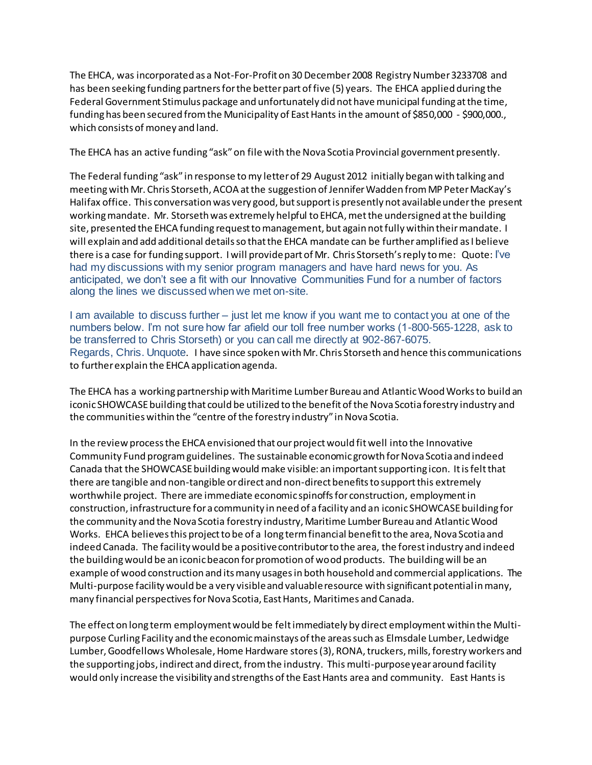The EHCA, was incorporated as a Not-For-Profit on 30 December 2008 Registry Number 3233708 and has been seeking funding partners for the better part of five (5) years. The EHCA applied during the Federal Government Stimulus package and unfortunately did not have municipal funding at the time, funding has been secured from the Municipality of East Hants in the amount of $850,000 - $900,000., which consists of money and land.

The EHCA has an active funding "ask" on file with the Nova Scotia Provincial government presently.

The Federal funding "ask" in response to my letter of 29 August 2012 initially began with talking and meeting with Mr. Chris Storseth, ACOA at the suggestion of Jennifer Wadden from MP Peter MacKay's Halifax office. This conversation was very good, but support is presently not available under the present working mandate. Mr. Storseth was extremely helpful to EHCA, met the undersigned at the building site, presented the EHCA funding request to management, but again not fully within their mandate. I will explain and add additional details so that the EHCA mandate can be further amplified as I believe there is a case for funding support. I will provide part of Mr. Chris Storseth's reply to me: Quote: I've had my discussions with my senior program managers and have hard news for you. As anticipated, we don't see a fit with our Innovative Communities Fund for a number of factors along the lines we discussed when we met on-site.

I am available to discuss further – just let me know if you want me to contact you at one of the numbers below. I'm not sure how far afield our toll free number works (1-800-565-1228, ask to be transferred to Chris Storseth) or you can call me directly at 902-867-6075.
Regards, Chris. Unquote. I have since spoken with Mr. Chris Storseth and hence this communications to further explain the EHCA application agenda.

The EHCA has a working partnership with Maritime Lumber Bureau and Atlantic Wood Works to build an iconic SHOWCASE building that could be utilized to the benefit of the Nova Scotia forestry industry and the communities within the "centre of the forestry industry" in Nova Scotia.

In the review process the EHCA envisioned that our project would fit well into the Innovative Community Fund program guidelines. The sustainable economic growth for Nova Scotia and indeed Canada that the SHOWCASE building would make visible: an important supporting icon. It is felt that there are tangible and non-tangible or direct and non-direct benefits to support this extremely worthwhile project. There are immediate economic spinoffs for construction, employment in construction, infrastructure for a community in need of a facility and an iconic SHOWCASE building for the community and the Nova Scotia forestry industry, Maritime Lumber Bureau and Atlantic Wood Works. EHCA believes this project to be of a long term financial benefit to the area, Nova Scotia and indeed Canada. The facility would be a positive contributor to the area, the forest industry and indeed the building would be an iconic beacon for promotion of wood products. The building will be an example of wood construction and its many usages in both household and commercial applications. The Multi-purpose facility would be a very visible and valuable resource with significant potential in many, many financial perspectives for Nova Scotia, East Hants, Maritimes and Canada.

The effect on long term employment would be felt immediately by direct employment within the Multi-purpose Curling Facility and the economic mainstays of the areas such as Elmsdale Lumber, Ledwidge Lumber, Goodfellows Wholesale, Home Hardware stores (3), RONA, truckers, mills, forestry workers and the supporting jobs, indirect and direct, from the industry. This multi-purpose year around facility would only increase the visibility and strengths of the East Hants area and community. East Hants is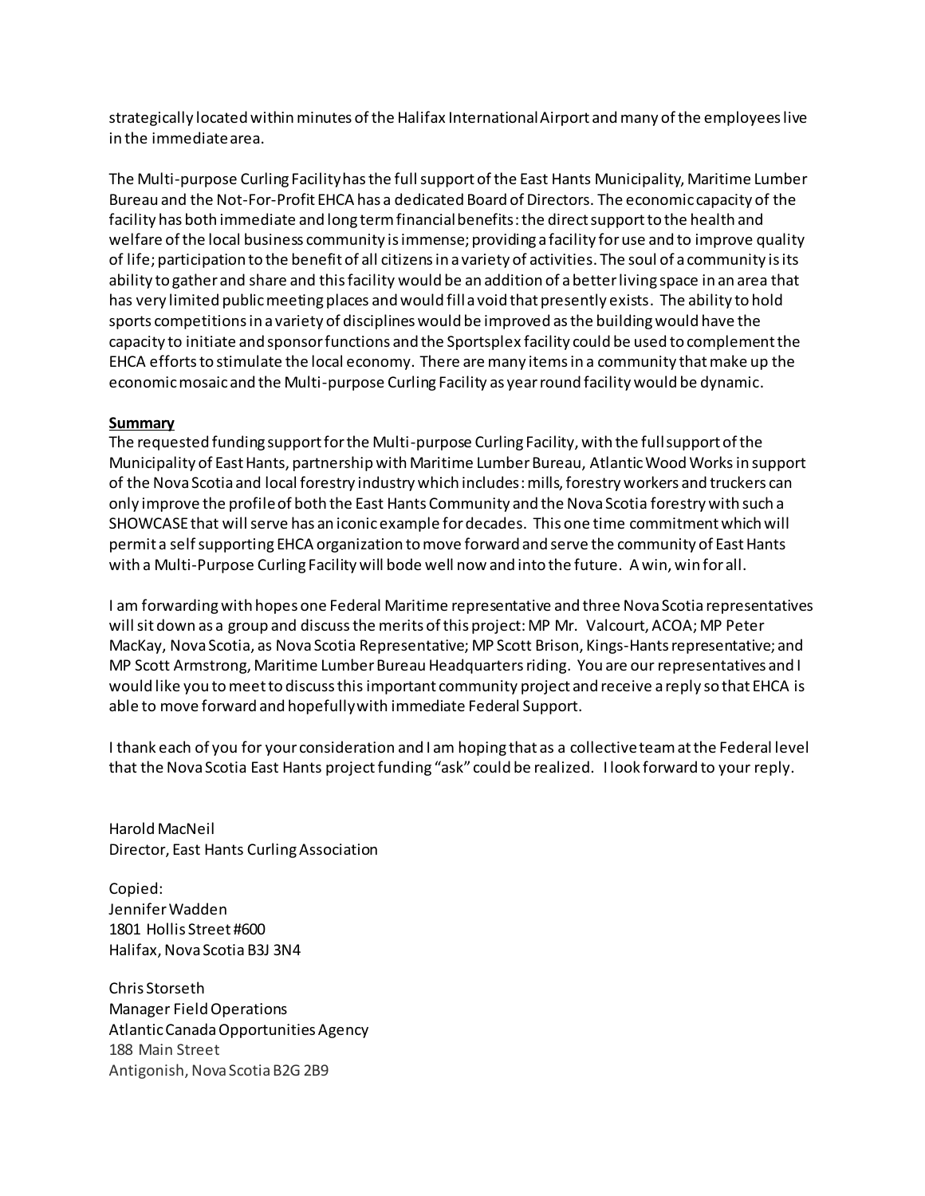strategically located within minutes of the Halifax International Airport and many of the employees live in the immediate area.

The Multi-purpose Curling Facility has the full support of the East Hants Municipality, Maritime Lumber Bureau and the Not-For-Profit EHCA has a dedicated Board of Directors. The economic capacity of the facility has both immediate and long term financial benefits: the direct support to the health and welfare of the local business community is immense; providing a facility for use and to improve quality of life; participation to the benefit of all citizens in a variety of activities. The soul of a community is its ability to gather and share and this facility would be an addition of a better living space in an area that has very limited public meeting places and would fill a void that presently exists. The ability to hold sports competitions in a variety of disciplines would be improved as the building would have the capacity to initiate and sponsor functions and the Sportsplex facility could be used to complement the EHCA efforts to stimulate the local economy. There are many items in a community that make up the economic mosaic and the Multi-purpose Curling Facility as year round facility would be dynamic.

**Summary**

The requested funding support for the Multi-purpose Curling Facility, with the full support of the Municipality of East Hants, partnership with Maritime Lumber Bureau, Atlantic Wood Works in support of the Nova Scotia and local forestry industry which includes: mills, forestry workers and truckers can only improve the profile of both the East Hants Community and the Nova Scotia forestry with such a SHOWCASE that will serve has an iconic example for decades. This one time commitment which will permit a self supporting EHCA organization to move forward and serve the community of East Hants with a Multi-Purpose Curling Facility will bode well now and into the future. A win, win for all.

I am forwarding with hopes one Federal Maritime representative and three Nova Scotia representatives will sit down as a group and discuss the merits of this project: MP Mr. Valcourt, ACOA; MP Peter MacKay, Nova Scotia, as Nova Scotia Representative; MP Scott Brison, Kings-Hants representative; and MP Scott Armstrong, Maritime Lumber Bureau Headquarters riding. You are our representatives and I would like you to meet to discuss this important community project and receive a reply so that EHCA is able to move forward and hopefully with immediate Federal Support.

I thank each of you for your consideration and I am hoping that as a collective team at the Federal level that the Nova Scotia East Hants project funding "ask" could be realized. I look forward to your reply.

Harold MacNeil
Director, East Hants Curling Association

Copied:
Jennifer Wadden
1801 Hollis Street #600
Halifax, Nova Scotia B3J 3N4

Chris Storseth
Manager Field Operations
Atlantic Canada Opportunities Agency
188 Main Street
Antigonish, Nova Scotia B2G 2B9